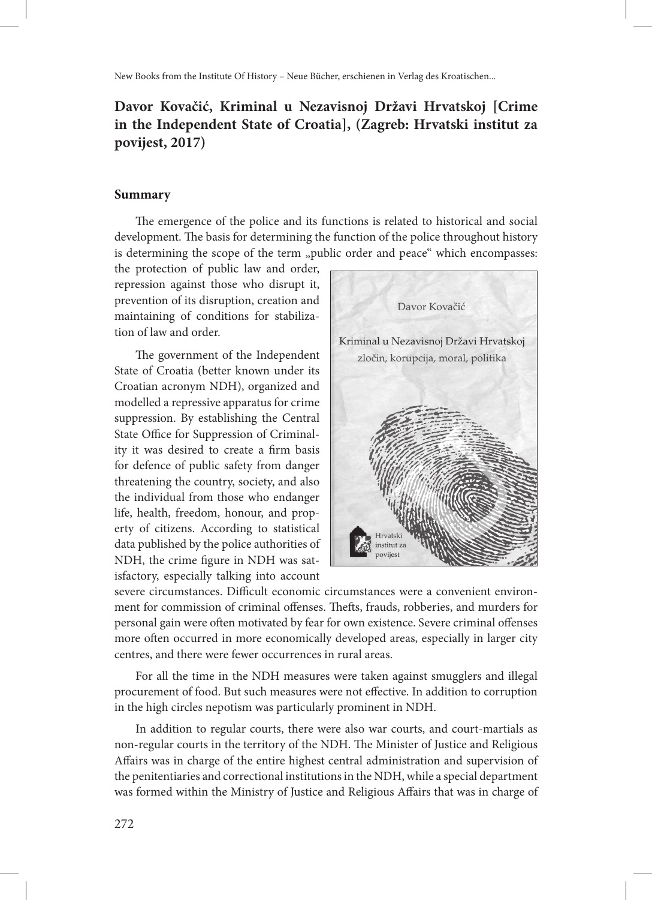## Davor Kovačić, Kriminal u Nezavisnoj Državi Hrvatskoj [Crime in the Independent State of Croatia], (Zagreb: Hrvatski institut za povijest, 2017)

### Summary

The emergence of the police and its functions is related to historical and social development. The basis for determining the function of the police throughout history is determining the scope of the term „public order and peace" which encompasses: the protection of public law and order, repression against those who disrupt it, prevention of its disruption, creation and maintaining of conditions for stabilization of law and order.

The government of the Independent State of Croatia (better known under its Croatian acronym NDH), organized and modelled a repressive apparatus for crime suppression. By establishing the Central State Office for Suppression of Criminality it was desired to create a firm basis for defence of public safety from danger threatening the country, society, and also the individual from those who endanger life, health, freedom, honour, and property of citizens. According to statistical data published by the police authorities of NDH, the crime figure in NDH was satisfactory, especially talking into account severe circumstances. Difficult economic circumstances were a convenient environment for commission of criminal offenses. Thefts, frauds, robberies, and murders for personal gain were often motivated by fear for own existence. Severe criminal offenses more often occurred in more economically developed areas, especially in larger city centres, and there were fewer occurrences in rural areas.

For all the time in the NDH measures were taken against smugglers and illegal procurement of food. But such measures were not effective. In addition to corruption in the high circles nepotism was particularly prominent in NDH.

In addition to regular courts, there were also war courts, and court-martials as non-regular courts in the territory of the NDH. The Minister of Justice and Religious Affairs was in charge of the entire highest central administration and supervision of the penitentiaries and correctional institutions in the NDH, while a special department was formed within the Ministry of Justice and Religious Affairs that was in charge of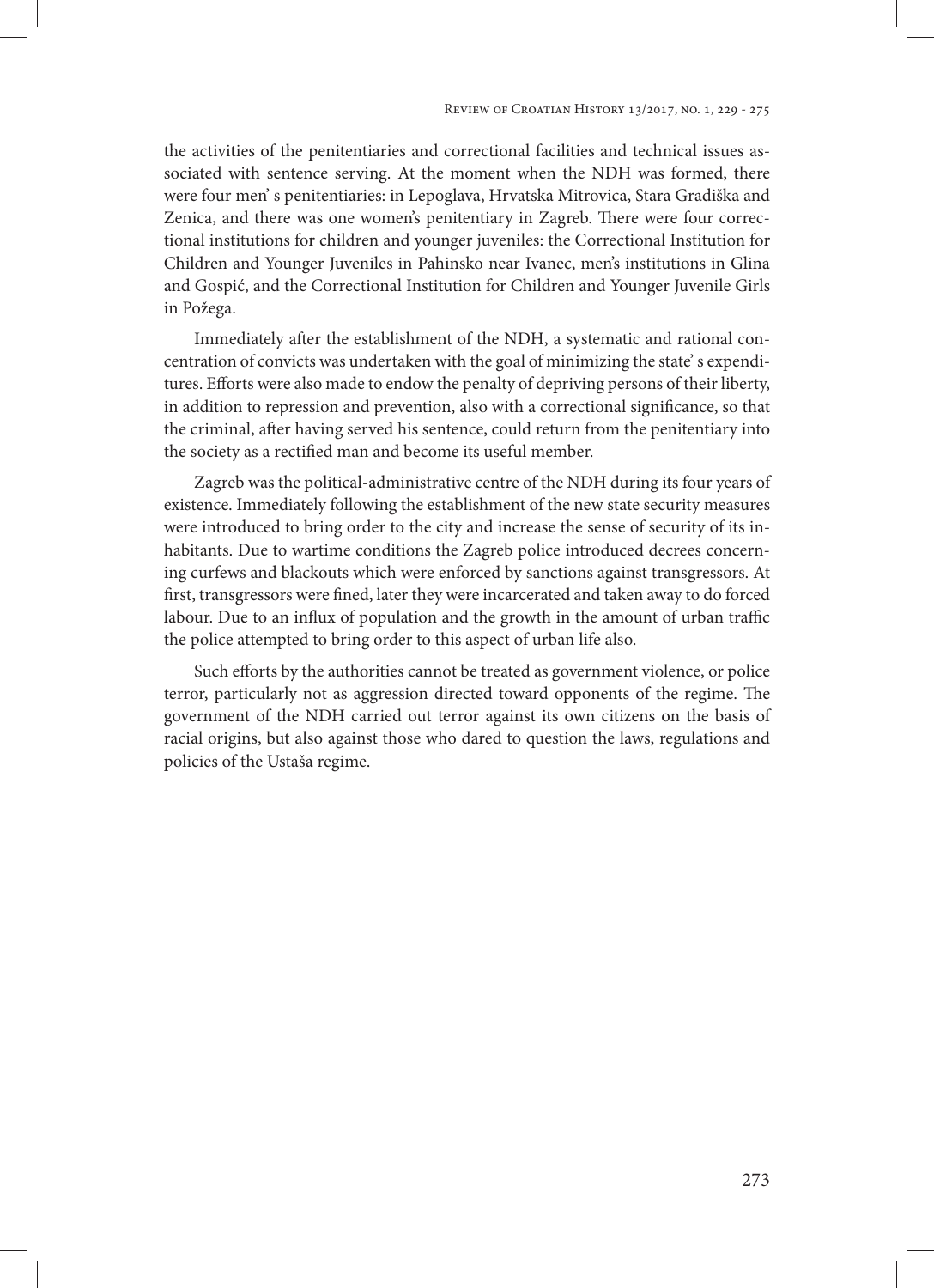the activities of the penitentiaries and correctional facilities and technical issues associated with sentence serving. At the moment when the NDH was formed, there were four men' s penitentiaries: in Lepoglava, Hrvatska Mitrovica, Stara Gradiška and Zenica, and there was one women's penitentiary in Zagreb. There were four correctional institutions for children and younger juveniles: the Correctional Institution for Children and Younger Juveniles in Pahinsko near Ivanec, men's institutions in Glina and Gospić, and the Correctional Institution for Children and Younger Juvenile Girls in Požega.

Immediately after the establishment of the NDH, a systematic and rational concentration of convicts was undertaken with the goal of minimizing the state' s expenditures. Efforts were also made to endow the penalty of depriving persons of their liberty, in addition to repression and prevention, also with a correctional significance, so that the criminal, after having served his sentence, could return from the penitentiary into the society as a rectified man and become its useful member.

Zagreb was the political-administrative centre of the NDH during its four years of existence. Immediately following the establishment of the new state security measures were introduced to bring order to the city and increase the sense of security of its inhabitants. Due to wartime conditions the Zagreb police introduced decrees concerning curfews and blackouts which were enforced by sanctions against transgressors. At first, transgressors were fined, later they were incarcerated and taken away to do forced labour. Due to an influx of population and the growth in the amount of urban traffic the police attempted to bring order to this aspect of urban life also.

Such efforts by the authorities cannot be treated as government violence, or police terror, particularly not as aggression directed toward opponents of the regime. The government of the NDH carried out terror against its own citizens on the basis of racial origins, but also against those who dared to question the laws, regulations and policies of the Ustaša regime.